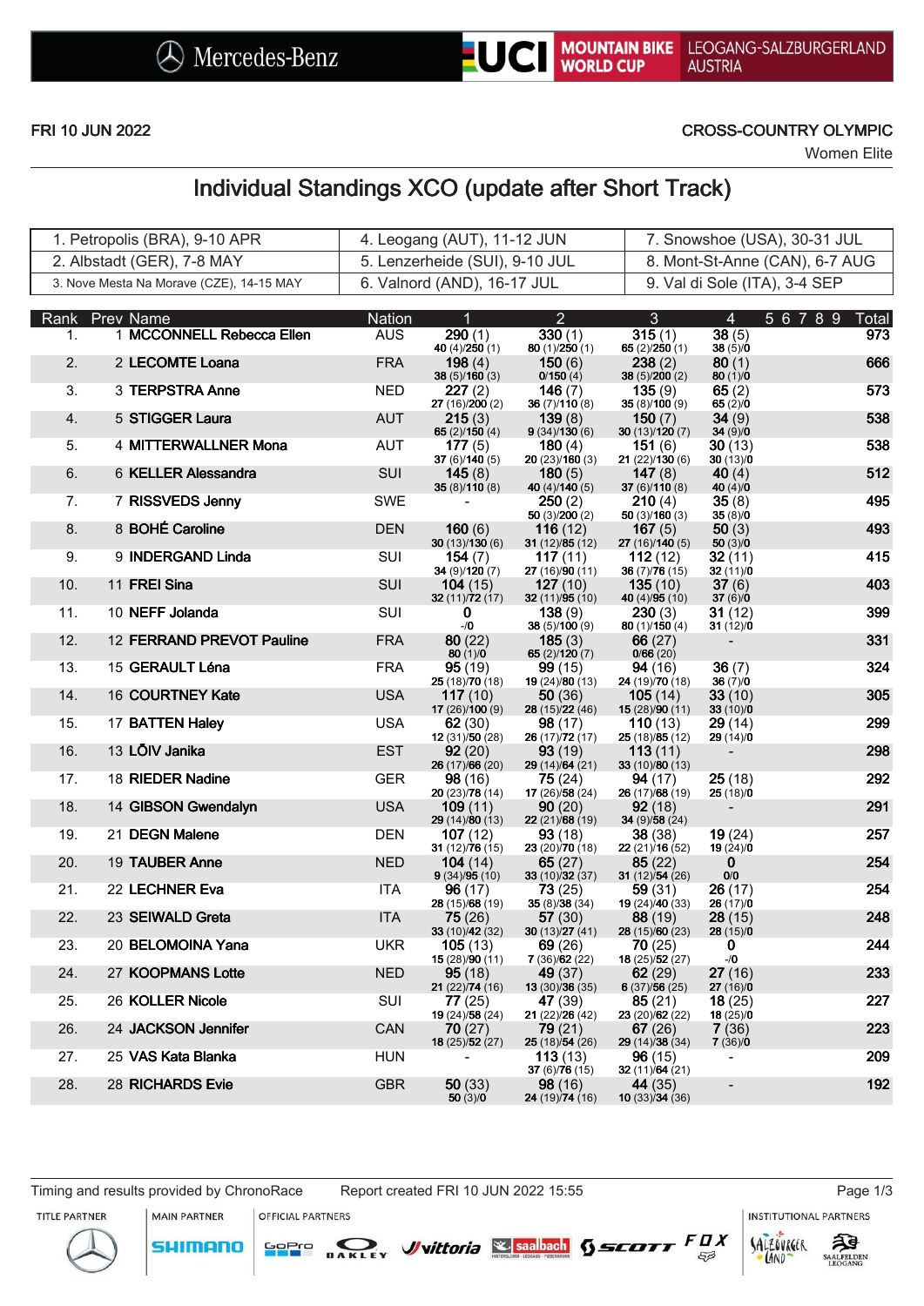FRI 10 JUN 2022

CROSS-COUNTRY OLYMPIC

Women Elite

# Individual Standings XCO (update after Short Track)

| | | |
|---|---|---|
| 1. Petropolis (BRA), 9-10 APR | 4. Leogang (AUT), 11-12 JUN | 7. Snowshoe (USA), 30-31 JUL |
| 2. Albstadt (GER), 7-8 MAY | 5. Lenzerheide (SUI), 9-10 JUL | 8. Mont-St-Anne (CAN), 6-7 AUG |
| 3. Nove Mesta Na Morave (CZE), 14-15 MAY | 6. Valnord (AND), 16-17 JUL | 9. Val di Sole (ITA), 3-4 SEP |

| Rank | Prev | Name | Nation | 1 | 2 | 3 | 4 | 5 | 6 | 7 | 8 | 9 | Total |
|---|---|---|---|---|---|---|---|---|---|---|---|---|---|
| 1. | 1 | MCCONNELL Rebecca Ellen | AUS | 290 (1) 40 (4)/250 (1) | 330 (1) 80 (1)/250 (1) | 315 (1) 65 (2)/250 (1) | 38 (5) 38 (5)/0 | | | | | | 973 |
| 2. | 2 | LECOMTE Loana | FRA | 198 (4) 38 (5)/160 (3) | 150 (6) 0/150 (4) | 238 (2) 38 (5)/200 (2) | 80 (1) 80 (1)/0 | | | | | | 666 |
| 3. | 3 | TERPSTRA Anne | NED | 227 (2) 27 (16)/200 (2) | 146 (7) 36 (7)/110 (8) | 135 (9) 35 (8)/100 (9) | 65 (2) 65 (2)/0 | | | | | | 573 |
| 4. | 5 | STIGGER Laura | AUT | 215 (3) 65 (2)/150 (4) | 139 (8) 9 (34)/130 (6) | 150 (7) 30 (13)/120 (7) | 34 (9) 34 (9)/0 | | | | | | 538 |
| 5. | 4 | MITTERWALLNER Mona | AUT | 177 (5) 37 (6)/140 (5) | 180 (4) 20 (23)/160 (3) | 151 (6) 21 (22)/130 (6) | 30 (13) 30 (13)/0 | | | | | | 538 |
| 6. | 6 | KELLER Alessandra | SUI | 145 (8) 35 (8)/110 (8) | 180 (5) 40 (4)/140 (5) | 147 (8) 37 (6)/110 (8) | 40 (4) 40 (4)/0 | | | | | | 512 |
| 7. | 7 | RISSVEDS Jenny | SWE | - | 250 (2) 50 (3)/200 (2) | 210 (4) 50 (3)/160 (3) | 35 (8) 35 (8)/0 | | | | | | 495 |
| 8. | 8 | BOHÉ Caroline | DEN | 160 (6) 30 (13)/130 (6) | 116 (12) 31 (12)/85 (12) | 167 (5) 27 (16)/140 (5) | 50 (3) 50 (3)/0 | | | | | | 493 |
| 9. | 9 | INDERGAND Linda | SUI | 154 (7) 34 (9)/120 (7) | 117 (11) 27 (16)/90 (11) | 112 (12) 36 (7)/76 (15) | 32 (11) 32 (11)/0 | | | | | | 415 |
| 10. | 11 | FREI Sina | SUI | 104 (15) 32 (11)/72 (17) | 127 (10) 32 (11)/95 (10) | 135 (10) 40 (4)/95 (10) | 37 (6) 37 (6)/0 | | | | | | 403 |
| 11. | 10 | NEFF Jolanda | SUI | 0 -/0 | 138 (9) 38 (5)/100 (9) | 230 (3) 80 (1)/150 (4) | 31 (12) 31 (12)/0 | | | | | | 399 |
| 12. | 12 | FERRAND PREVOT Pauline | FRA | 80 (22) 80 (1)/0 | 185 (3) 65 (2)/120 (7) | 66 (27) 0/66 (20) | - | | | | | | 331 |
| 13. | 15 | GERAULT Léna | FRA | 95 (19) 25 (18)/70 (18) | 99 (15) 19 (24)/80 (13) | 94 (16) 24 (19)/70 (18) | 36 (7) 36 (7)/0 | | | | | | 324 |
| 14. | 16 | COURTNEY Kate | USA | 117 (10) 17 (26)/100 (9) | 50 (36) 28 (15)/22 (46) | 105 (14) 15 (28)/90 (11) | 33 (10) 33 (10)/0 | | | | | | 305 |
| 15. | 17 | BATTEN Haley | USA | 62 (30) 12 (31)/50 (28) | 98 (17) 26 (17)/72 (17) | 110 (13) 25 (18)/85 (12) | 29 (14) 29 (14)/0 | | | | | | 299 |
| 16. | 13 | LÕIV Janika | EST | 92 (20) 26 (17)/66 (20) | 93 (19) 29 (14)/64 (21) | 113 (11) 33 (10)/80 (13) | - | | | | | | 298 |
| 17. | 18 | RIEDER Nadine | GER | 98 (16) 20 (23)/78 (14) | 75 (24) 17 (26)/58 (24) | 94 (17) 26 (17)/68 (19) | 25 (18) 25 (18)/0 | | | | | | 292 |
| 18. | 14 | GIBSON Gwendalyn | USA | 109 (11) 29 (14)/80 (13) | 90 (20) 22 (21)/68 (19) | 92 (18) 34 (9)/58 (24) | - | | | | | | 291 |
| 19. | 21 | DEGN Malene | DEN | 107 (12) 31 (12)/76 (15) | 93 (18) 23 (20)/70 (18) | 38 (38) 22 (21)/16 (52) | 19 (24) 19 (24)/0 | | | | | | 257 |
| 20. | 19 | TAUBER Anne | NED | 104 (14) 9 (34)/95 (10) | 65 (27) 33 (10)/32 (37) | 85 (22) 31 (12)/54 (26) | 0 0/0 | | | | | | 254 |
| 21. | 22 | LECHNER Eva | ITA | 96 (17) 28 (15)/68 (19) | 73 (25) 35 (8)/38 (34) | 59 (31) 19 (24)/40 (33) | 26 (17) 26 (17)/0 | | | | | | 254 |
| 22. | 23 | SEIWALD Greta | ITA | 75 (26) 33 (10)/42 (32) | 57 (30) 30 (13)/27 (41) | 88 (19) 28 (15)/60 (23) | 28 (15) 28 (15)/0 | | | | | | 248 |
| 23. | 20 | BELOMOINA Yana | UKR | 105 (13) 15 (28)/90 (11) | 69 (26) 7 (36)/62 (22) | 70 (25) 18 (25)/52 (27) | 0 -/0 | | | | | | 244 |
| 24. | 27 | KOOPMANS Lotte | NED | 95 (18) 21 (22)/74 (16) | 49 (37) 13 (30)/36 (35) | 62 (29) 6 (37)/56 (25) | 27 (16) 27 (16)/0 | | | | | | 233 |
| 25. | 26 | KOLLER Nicole | SUI | 77 (25) 19 (24)/58 (24) | 47 (39) 21 (22)/26 (42) | 85 (21) 23 (20)/62 (22) | 18 (25) 18 (25)/0 | | | | | | 227 |
| 26. | 24 | JACKSON Jennifer | CAN | 70 (27) 18 (25)/52 (27) | 79 (21) 25 (18)/54 (26) | 67 (26) 29 (14)/38 (34) | 7 (36) 7 (36)/0 | | | | | | 223 |
| 27. | 25 | VAS Kata Blanka | HUN | - | 113 (13) 37 (6)/76 (15) | 96 (15) 32 (11)/64 (21) | - | | | | | | 209 |
| 28. | 28 | RICHARDS Evie | GBR | 50 (33) 50 (3)/0 | 98 (16) 24 (19)/74 (16) | 44 (35) 10 (33)/34 (36) | - | | | | | | 192 |

Timing and results provided by ChronoRace    Report created FRI 10 JUN 2022 15:55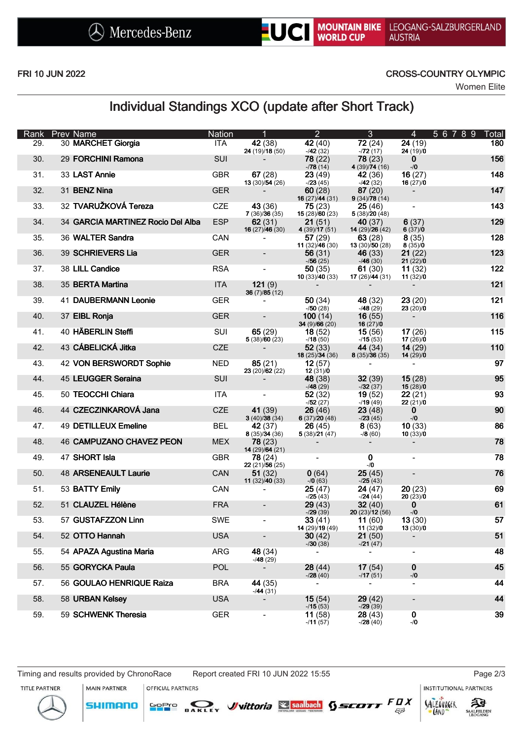FRI 10 JUN 2022

CROSS-COUNTRY OLYMPIC

Women Elite

# Individual Standings XCO (update after Short Track)

| Rank | Prev | Name | Nation | 1 | 2 | 3 | 4 | 5 | 6 | 7 | 8 | 9 | Total |
|---|---|---|---|---|---|---|---|---|---|---|---|---|---|
| 29. | 30 | **MARCHET Giorgia** | ITA | **42** (38) **24** (19)/**18** (50) | **42** (40) -/**42** (32) | **72** (24) -/**72** (17) | **24** (19) **24** (19)/**0** | | | | | | 180 |
| 30. | 29 | **FORCHINI Ramona** | SUI | - | **78** (22) -/**78** (14) | **78** (23) **4** (39)/**74** (16) | **0** -/**0** | | | | | | 156 |
| 31. | 33 | **LAST Annie** | GBR | **67** (28) **13** (30)/**54** (26) | **23** (49) -/**23** (45) | **42** (36) -/**42** (32) | **16** (27) **16** (27)/**0** | | | | | | 148 |
| 32. | 31 | **BENZ Nina** | GER | - | **60** (28) **16** (27)/**44** (31) | **87** (20) **9** (34)/**78** (14) | - | | | | | | 147 |
| 33. | 32 | **TVARUŽKOVÁ Tereza** | CZE | **43** (36) **7** (36)/**36** (35) | **75** (23) **15** (28)/**60** (23) | **25** (46) **5** (38)/**20** (48) | - | | | | | | 143 |
| 34. | 34 | **GARCIA MARTINEZ Rocio Del Alba** | ESP | **62** (31) **16** (27)/**46** (30) | **21** (51) **4** (39)/**17** (51) | **40** (37) **14** (29)/**26** (42) | **6** (37) **6** (37)/**0** | | | | | | 129 |
| 35. | 36 | **WALTER Sandra** | CAN | - | **57** (29) **11** (32)/**46** (30) | **63** (28) **13** (30)/**50** (28) | **8** (35) **8** (35)/**0** | | | | | | 128 |
| 36. | 39 | **SCHRIEVERS Lia** | GER | - | **56** (31) -/**56** (25) | **46** (33) -/**46** (30) | **21** (22) **21** (22)/**0** | | | | | | 123 |
| 37. | 38 | **LILL Candice** | RSA | - | **50** (35) **10** (33)/**40** (33) | **61** (30) **17** (26)/**44** (31) | **11** (32) **11** (32)/**0** | | | | | | 122 |
| 38. | 35 | **BERTA Martina** | ITA | **121** (9) **36** (7)/**85** (12) | - | - | - | | | | | | 121 |
| 39. | 41 | **DAUBERMANN Leonie** | GER | - | **50** (34) -/**50** (28) | **48** (32) -/**48** (29) | **23** (20) **23** (20)/**0** | | | | | | 121 |
| 40. | 37 | **EIBL Ronja** | GER | - | **100** (14) **34** (9)/**66** (20) | **16** (55) **16** (27)/**0** | - | | | | | | 116 |
| 41. | 40 | **HÄBERLIN Steffi** | SUI | **65** (29) **5** (38)/**60** (23) | **18** (52) -/**18** (50) | **15** (56) -/**15** (53) | **17** (26) **17** (26)/**0** | | | | | | 115 |
| 42. | 43 | **CÁBELICKÁ Jitka** | CZE | - | **52** (33) **18** (25)/**34** (36) | **44** (34) **8** (35)/**36** (35) | **14** (29) **14** (29)/**0** | | | | | | 110 |
| 43. | 42 | **VON BERSWORDT Sophie** | NED | **85** (21) **23** (20)/**62** (22) | **12** (57) **12** (31)/**0** | - | - | | | | | | 97 |
| 44. | 45 | **LEUGGER Seraina** | SUI | - | **48** (38) -/**48** (29) | **32** (39) -/**32** (37) | **15** (28) **15** (28)/**0** | | | | | | 95 |
| 45. | 50 | **TEOCCHI Chiara** | ITA | - | **52** (32) -/**52** (27) | **19** (52) -/**19** (49) | **22** (21) **22** (21)/**0** | | | | | | 93 |
| 46. | 44 | **CZECZINKAROVÁ Jana** | CZE | **41** (39) **3** (40)/**38** (34) | **26** (46) **6** (37)/**20** (48) | **23** (48) -/**23** (45) | **0** -/**0** | | | | | | 90 |
| 47. | 49 | **DETILLEUX Emeline** | BEL | **42** (37) **8** (35)/**34** (36) | **26** (45) **5** (38)/**21** (47) | **8** (63) -/**8** (60) | **10** (33) **10** (33)/**0** | | | | | | 86 |
| 48. | 46 | **CAMPUZANO CHAVEZ PEON** | MEX | **78** (23) **14** (29)/**64** (21) | - | - | - | | | | | | 78 |
| 49. | 47 | **SHORT Isla** | GBR | **78** (24) **22** (21)/**56** (25) | - | **0** -/**0** | - | | | | | | 78 |
| 50. | 48 | **ARSENEAULT Laurie** | CAN | **51** (32) **11** (32)/**40** (33) | **0** (64) -/**0** (63) | **25** (45) -/**25** (43) | - | | | | | | 76 |
| 51. | 53 | **BATTY Emily** | CAN | - | **25** (47) -/**25** (43) | **24** (47) -/**24** (44) | **20** (23) **20** (23)/**0** | | | | | | 69 |
| 52. | 51 | **CLAUZEL Hélène** | FRA | - | **29** (43) -/**29** (39) | **32** (40) **20** (23)/**12** (56) | **0** -/**0** | | | | | | 61 |
| 53. | 57 | **GUSTAFZZON Linn** | SWE | - | **33** (41) **14** (29)/**19** (49) | **11** (60) **11** (32)/**0** | **13** (30) **13** (30)/**0** | | | | | | 57 |
| 54. | 52 | **OTTO Hannah** | USA | - | **30** (42) -/**30** (38) | **21** (50) -/**21** (47) | - | | | | | | 51 |
| 55. | 54 | **APAZA Agustina Maria** | ARG | **48** (34) -/**48** (29) | - | - | - | | | | | | 48 |
| 56. | 55 | **GORYCKA Paula** | POL | - | **28** (44) -/**28** (40) | **17** (54) -/**17** (51) | **0** -/**0** | | | | | | 45 |
| 57. | 56 | **GOULAO HENRIQUE Raiza** | BRA | **44** (35) -/**44** (31) | - | - | - | | | | | | 44 |
| 58. | 58 | **URBAN Kelsey** | USA | - | **15** (54) -/**15** (53) | **29** (42) -/**29** (39) | - | | | | | | 44 |
| 59. | 59 | **SCHWENK Theresia** | GER | - | **11** (58) -/**11** (57) | **28** (43) -/**28** (40) | **0** -/**0** | | | | | | 39 |

Timing and results provided by ChronoRace    Report created FRI 10 JUN 2022 15:55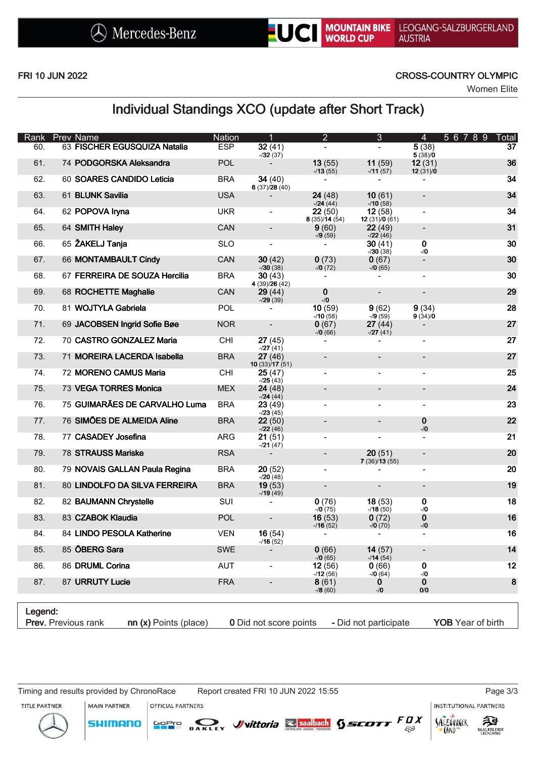FRI 10 JUN 2022

CROSS-COUNTRY OLYMPIC
Women Elite

# Individual Standings XCO (update after Short Track)

| Rank | Prev | Name | Nation | 1 | 2 | 3 | 4 | 5 6 7 8 9 | Total |
|---|---|---|---|---|---|---|---|---|---|
| 60. | 63 | **FISCHER EGUSQUIZA Natalia** | ESP | **32** (41) -/**32** (37) | - | - | **5** (38) **5** (38)/**0** | | **37** |
| 61. | 74 | **PODGORSKA Aleksandra** | POL | - | **13** (55) -/**13** (55) | **11** (59) -/**11** (57) | **12** (31) **12** (31)/**0** | | **36** |
| 62. | 60 | **SOARES CANDIDO Leticia** | BRA | **34** (40) **6** (37)/**28** (40) | - | - | - | | **34** |
| 63. | 61 | **BLUNK Savilia** | USA | - | **24** (48) -/**24** (44) | **10** (61) -/**10** (58) | - | | **34** |
| 64. | 62 | **POPOVA Iryna** | UKR | - | **22** (50) **8** (35)/**14** (54) | **12** (58) **12** (31)/**0** (61) | - | | **34** |
| 65. | 64 | **SMITH Haley** | CAN | - | **9** (60) -/**9** (59) | **22** (49) -/**22** (46) | - | | **31** |
| 66. | 65 | **ŽAKELJ Tanja** | SLO | - | - | **30** (41) -/**30** (38) | **0** -/**0** | | **30** |
| 67. | 66 | **MONTAMBAULT Cindy** | CAN | **30** (42) -/**30** (38) | **0** (73) -/**0** (72) | **0** (67) -/**0** (65) | - | | **30** |
| 68. | 67 | **FERREIRA DE SOUZA Hercilia** | BRA | **30** (43) **4** (39)/**26** (42) | - | - | - | | **30** |
| 69. | 68 | **ROCHETTE Maghalie** | CAN | **29** (44) -/**29** (39) | **0** -/**0** | - | - | | **29** |
| 70. | 81 | **WOJTYLA Gabriela** | POL | - | **10** (59) -/**10** (58) | **9** (62) -/**9** (59) | **9** (34) **9** (34)/**0** | | **28** |
| 71. | 69 | **JACOBSEN Ingrid Sofie Bøe** | NOR | - | **0** (67) -/**0** (66) | **27** (44) -/**27** (41) | - | | **27** |
| 72. | 70 | **CASTRO GONZALEZ Maria** | CHI | **27** (45) -/**27** (41) | - | - | - | | **27** |
| 73. | 71 | **MOREIRA LACERDA Isabella** | BRA | **27** (46) **10** (33)/**17** (51) | - | - | - | | **27** |
| 74. | 72 | **MORENO CAMUS Maria** | CHI | **25** (47) -/**25** (43) | - | - | - | | **25** |
| 75. | 73 | **VEGA TORRES Monica** | MEX | **24** (48) -/**24** (44) | - | - | - | | **24** |
| 76. | 75 | **GUIMARÃES DE CARVALHO Luma** | BRA | **23** (49) -/**23** (45) | - | - | - | | **23** |
| 77. | 76 | **SIMÕES DE ALMEIDA Aline** | BRA | **22** (50) -/**22** (46) | - | - | **0** -/**0** | | **22** |
| 78. | 77 | **CASADEY Josefina** | ARG | **21** (51) -/**21** (47) | - | - | - | | **21** |
| 79. | 78 | **STRAUSS Mariske** | RSA | - | - | **20** (51) **7** (36)/**13** (55) | - | | **20** |
| 80. | 79 | **NOVAIS GALLAN Paula Regina** | BRA | **20** (52) -/**20** (48) | - | - | - | | **20** |
| 81. | 80 | **LINDOLFO DA SILVA FERREIRA** | BRA | **19** (53) -/**19** (49) | - | - | - | | **19** |
| 82. | 82 | **BAUMANN Chrystelle** | SUI | - | **0** (76) -/**0** (75) | **18** (53) -/**18** (50) | **0** -/**0** | | **18** |
| 83. | 83 | **CZABOK Klaudia** | POL | - | **16** (53) -/**16** (52) | **0** (72) -/**0** (70) | **0** -/**0** | | **16** |
| 84. | 84 | **LINDO PESOLA Katherine** | VEN | **16** (54) -/**16** (52) | - | - | - | | **16** |
| 85. | 85 | **ÖBERG Sara** | SWE | - | **0** (66) -/**0** (65) | **14** (57) -/**14** (54) | - | | **14** |
| 86. | 86 | **DRUML Corina** | AUT | - | **12** (56) -/**12** (56) | **0** (66) -/**0** (64) | **0** -/**0** | | **12** |
| 87. | 87 | **URRUTY Lucie** | FRA | - | **8** (61) -/**8** (60) | **0** -/**0** | **0** **0**/**0** | | **8** |

Legend:
**Prev.** Previous rank &nbsp;&nbsp; **nn (x)** Points (place) &nbsp;&nbsp; **0** Did not score points &nbsp;&nbsp; **-** Did not participate &nbsp;&nbsp; **YOB** Year of birth

Timing and results provided by ChronoRace &nbsp;&nbsp; Report created FRI 10 JUN 2022 15:55